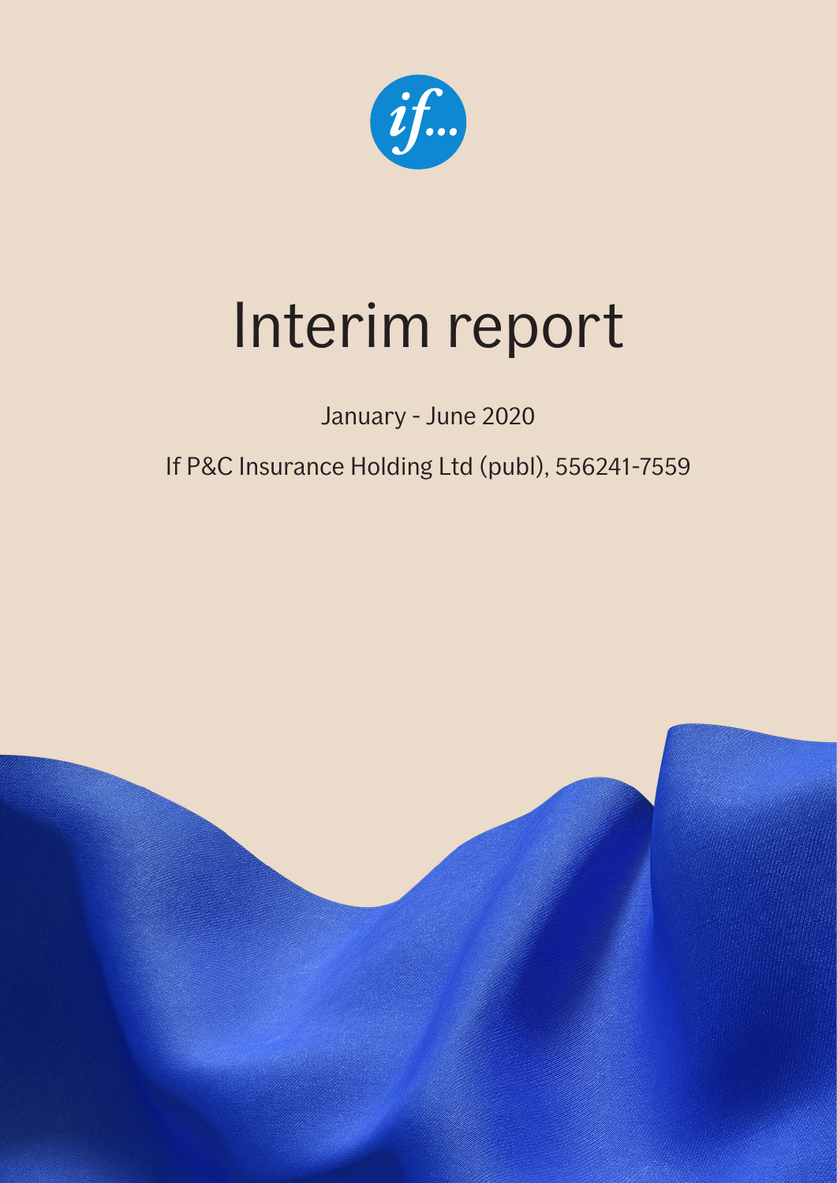# Interim report

January - June 2020

If P&C Insurance Holding Ltd (publ), 556241-7559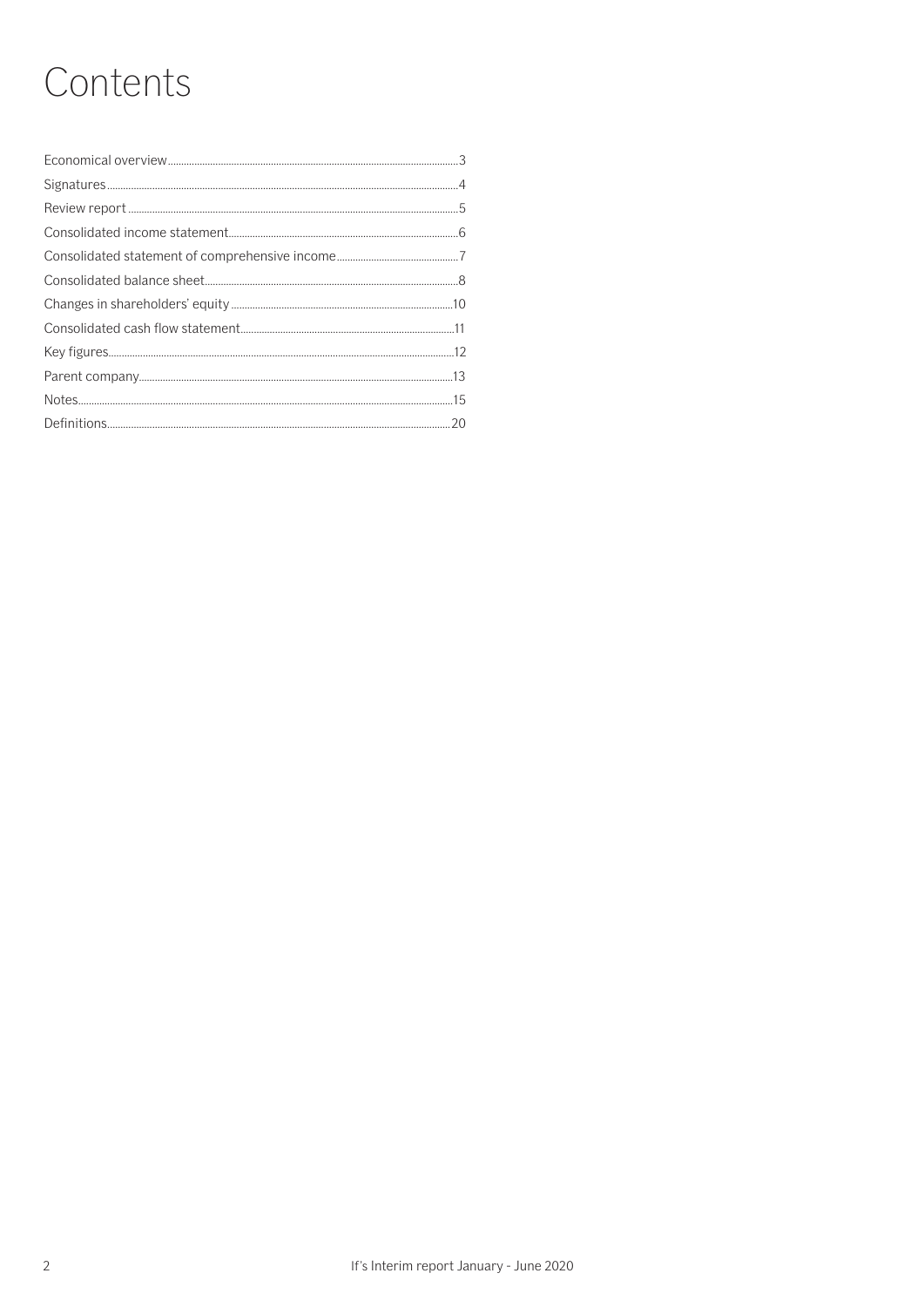# Contents

| | |
|---|---|
| Economical overview | 3 |
| Signatures | 4 |
| Review report | 5 |
| Consolidated income statement | 6 |
| Consolidated statement of comprehensive income | 7 |
| Consolidated balance sheet | 8 |
| Changes in shareholders' equity | 10 |
| Consolidated cash flow statement | 11 |
| Key figures | 12 |
| Parent company | 13 |
| Notes | 15 |
| Definitions | 20 |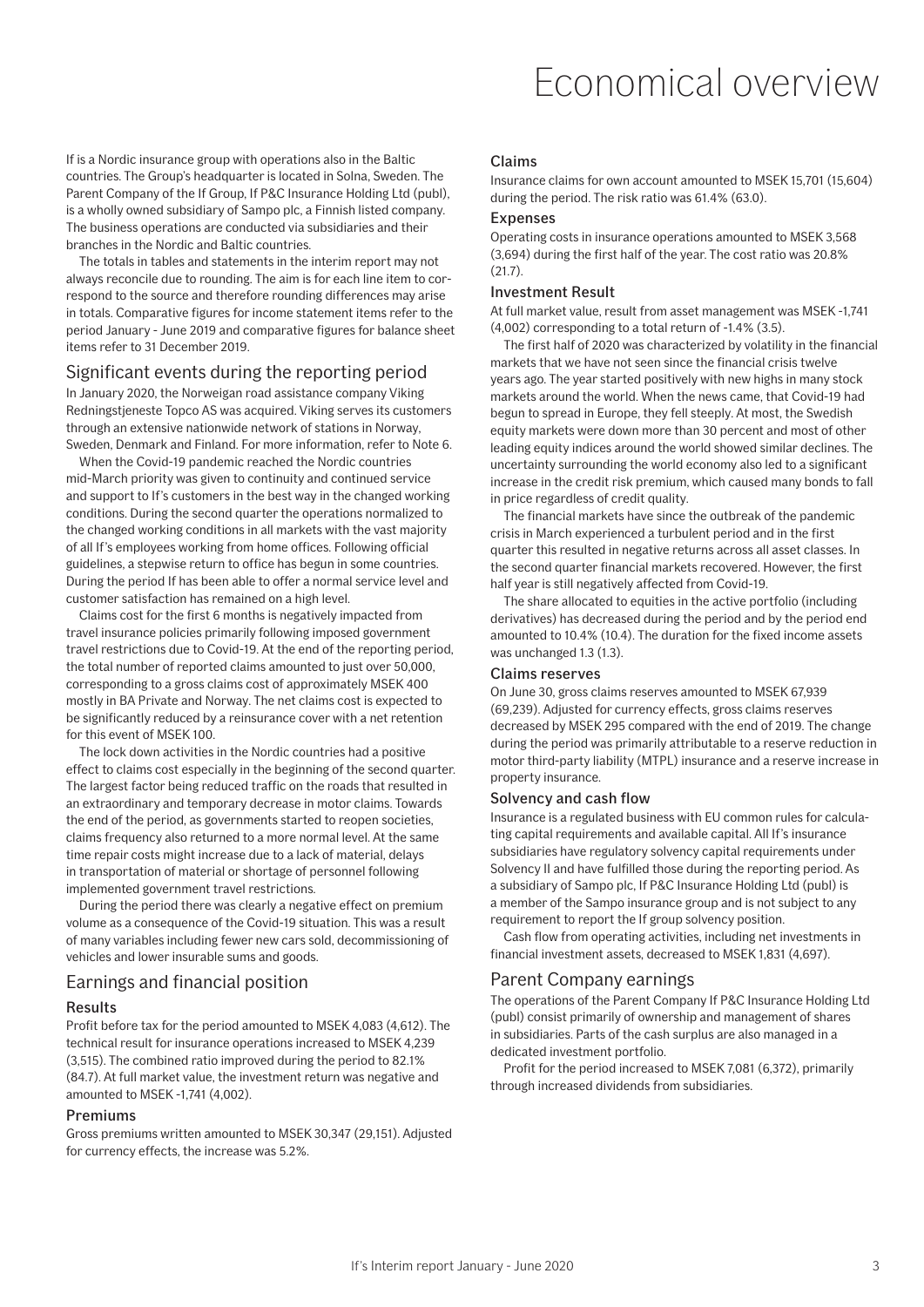# Economical overview

If is a Nordic insurance group with operations also in the Baltic countries. The Group's headquarter is located in Solna, Sweden. The Parent Company of the If Group, If P&C Insurance Holding Ltd (publ), is a wholly owned subsidiary of Sampo plc, a Finnish listed company. The business operations are conducted via subsidiaries and their branches in the Nordic and Baltic countries.

The totals in tables and statements in the interim report may not always reconcile due to rounding. The aim is for each line item to correspond to the source and therefore rounding differences may arise in totals. Comparative figures for income statement items refer to the period January - June 2019 and comparative figures for balance sheet items refer to 31 December 2019.

## Significant events during the reporting period

In January 2020, the Norweigan road assistance company Viking Redningstjeneste Topco AS was acquired. Viking serves its customers through an extensive nationwide network of stations in Norway, Sweden, Denmark and Finland. For more information, refer to Note 6.

When the Covid-19 pandemic reached the Nordic countries mid-March priority was given to continuity and continued service and support to If's customers in the best way in the changed working conditions. During the second quarter the operations normalized to the changed working conditions in all markets with the vast majority of all If's employees working from home offices. Following official guidelines, a stepwise return to office has begun in some countries. During the period If has been able to offer a normal service level and customer satisfaction has remained on a high level.

Claims cost for the first 6 months is negatively impacted from travel insurance policies primarily following imposed government travel restrictions due to Covid-19. At the end of the reporting period, the total number of reported claims amounted to just over 50,000, corresponding to a gross claims cost of approximately MSEK 400 mostly in BA Private and Norway. The net claims cost is expected to be significantly reduced by a reinsurance cover with a net retention for this event of MSEK 100.

The lock down activities in the Nordic countries had a positive effect to claims cost especially in the beginning of the second quarter. The largest factor being reduced traffic on the roads that resulted in an extraordinary and temporary decrease in motor claims. Towards the end of the period, as governments started to reopen societies, claims frequency also returned to a more normal level. At the same time repair costs might increase due to a lack of material, delays in transportation of material or shortage of personnel following implemented government travel restrictions.

During the period there was clearly a negative effect on premium volume as a consequence of the Covid-19 situation. This was a result of many variables including fewer new cars sold, decommissioning of vehicles and lower insurable sums and goods.

## Earnings and financial position

### Results

Profit before tax for the period amounted to MSEK 4,083 (4,612). The technical result for insurance operations increased to MSEK 4,239 (3,515). The combined ratio improved during the period to 82.1% (84.7). At full market value, the investment return was negative and amounted to MSEK -1,741 (4,002).

### Premiums

Gross premiums written amounted to MSEK 30,347 (29,151). Adjusted for currency effects, the increase was 5.2%.

### Claims

Insurance claims for own account amounted to MSEK 15,701 (15,604) during the period. The risk ratio was 61.4% (63.0).

### Expenses

Operating costs in insurance operations amounted to MSEK 3,568 (3,694) during the first half of the year. The cost ratio was 20.8% (21.7).

### Investment Result

At full market value, result from asset management was MSEK -1,741 (4,002) corresponding to a total return of -1.4% (3.5).

The first half of 2020 was characterized by volatility in the financial markets that we have not seen since the financial crisis twelve years ago. The year started positively with new highs in many stock markets around the world. When the news came, that Covid-19 had begun to spread in Europe, they fell steeply. At most, the Swedish equity markets were down more than 30 percent and most of other leading equity indices around the world showed similar declines. The uncertainty surrounding the world economy also led to a significant increase in the credit risk premium, which caused many bonds to fall in price regardless of credit quality.

The financial markets have since the outbreak of the pandemic crisis in March experienced a turbulent period and in the first quarter this resulted in negative returns across all asset classes. In the second quarter financial markets recovered. However, the first half year is still negatively affected from Covid-19.

The share allocated to equities in the active portfolio (including derivatives) has decreased during the period and by the period end amounted to 10.4% (10.4). The duration for the fixed income assets was unchanged 1.3 (1.3).

### Claims reserves

On June 30, gross claims reserves amounted to MSEK 67,939 (69,239). Adjusted for currency effects, gross claims reserves decreased by MSEK 295 compared with the end of 2019. The change during the period was primarily attributable to a reserve reduction in motor third-party liability (MTPL) insurance and a reserve increase in property insurance.

### Solvency and cash flow

Insurance is a regulated business with EU common rules for calculating capital requirements and available capital. All If's insurance subsidiaries have regulatory solvency capital requirements under Solvency II and have fulfilled those during the reporting period. As a subsidiary of Sampo plc, If P&C Insurance Holding Ltd (publ) is a member of the Sampo insurance group and is not subject to any requirement to report the If group solvency position.

Cash flow from operating activities, including net investments in financial investment assets, decreased to MSEK 1,831 (4,697).

## Parent Company earnings

The operations of the Parent Company If P&C Insurance Holding Ltd (publ) consist primarily of ownership and management of shares in subsidiaries. Parts of the cash surplus are also managed in a dedicated investment portfolio.

Profit for the period increased to MSEK 7,081 (6,372), primarily through increased dividends from subsidiaries.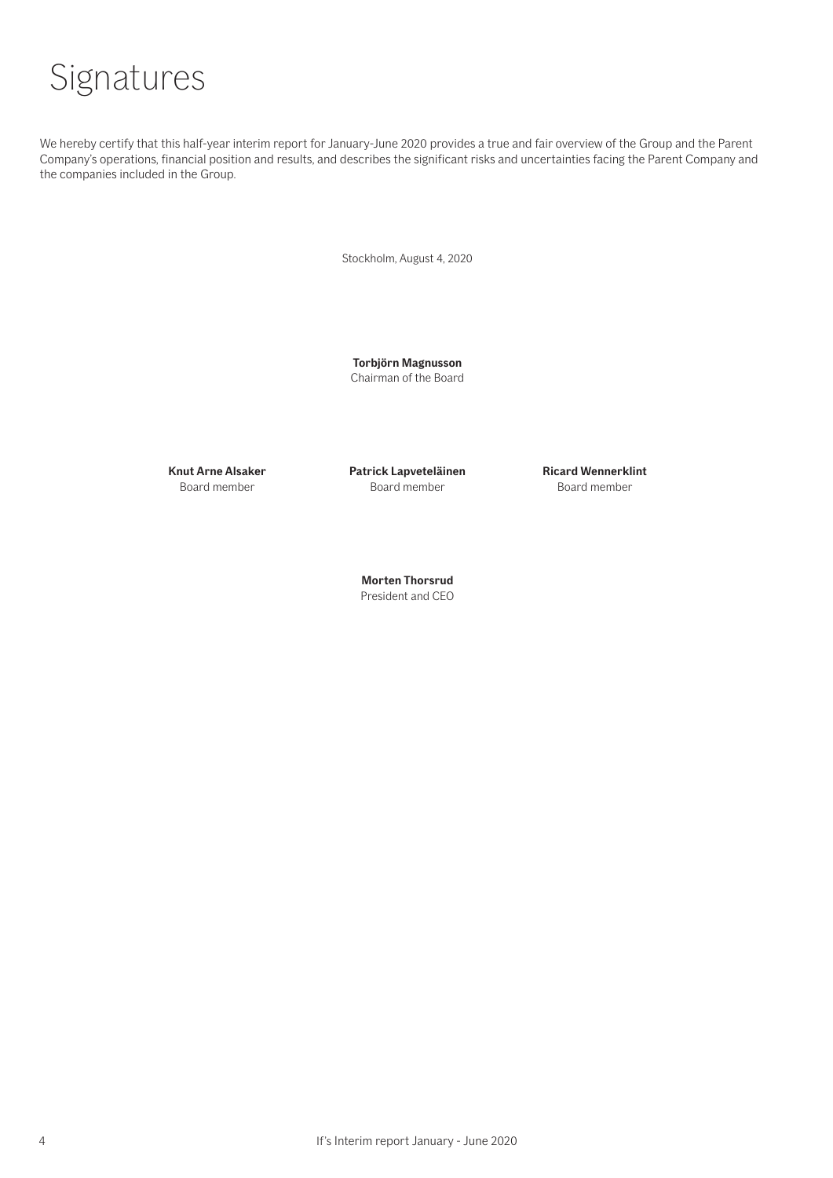# Signatures

We hereby certify that this half-year interim report for January-June 2020 provides a true and fair overview of the Group and the Parent Company's operations, financial position and results, and describes the significant risks and uncertainties facing the Parent Company and the companies included in the Group.

Stockholm, August 4, 2020

**Torbjörn Magnusson**
Chairman of the Board

**Knut Arne Alsaker**
Board member

**Patrick Lapveteläinen**
Board member

**Ricard Wennerklint**
Board member

**Morten Thorsrud**
President and CEO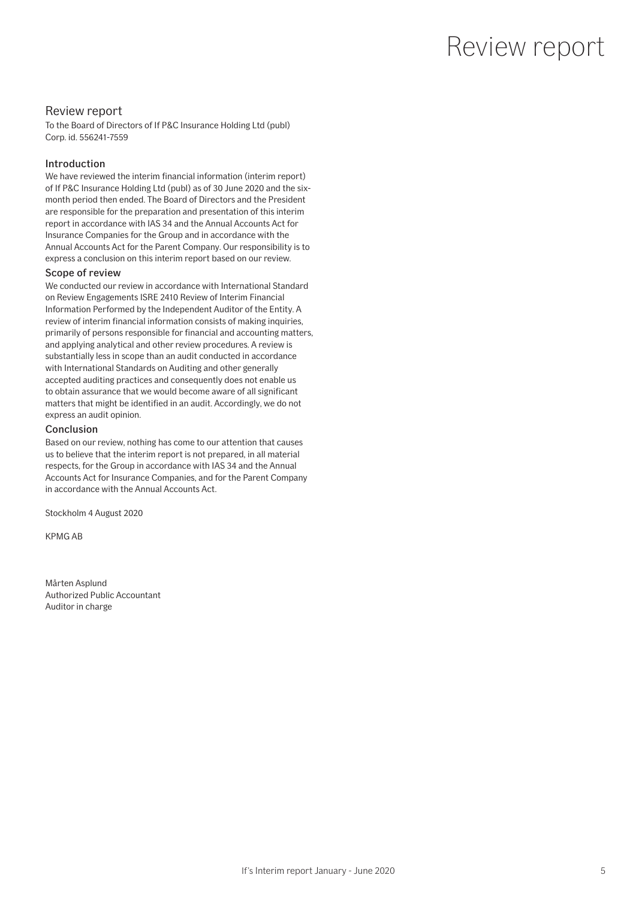# Review report

## Review report

To the Board of Directors of If P&C Insurance Holding Ltd (publ)
Corp. id. 556241-7559

### Introduction

We have reviewed the interim financial information (interim report) of If P&C Insurance Holding Ltd (publ) as of 30 June 2020 and the six-month period then ended. The Board of Directors and the President are responsible for the preparation and presentation of this interim report in accordance with IAS 34 and the Annual Accounts Act for Insurance Companies for the Group and in accordance with the Annual Accounts Act for the Parent Company. Our responsibility is to express a conclusion on this interim report based on our review.

### Scope of review

We conducted our review in accordance with International Standard on Review Engagements ISRE 2410 Review of Interim Financial Information Performed by the Independent Auditor of the Entity. A review of interim financial information consists of making inquiries, primarily of persons responsible for financial and accounting matters, and applying analytical and other review procedures. A review is substantially less in scope than an audit conducted in accordance with International Standards on Auditing and other generally accepted auditing practices and consequently does not enable us to obtain assurance that we would become aware of all significant matters that might be identified in an audit. Accordingly, we do not express an audit opinion.

### Conclusion

Based on our review, nothing has come to our attention that causes us to believe that the interim report is not prepared, in all material respects, for the Group in accordance with IAS 34 and the Annual Accounts Act for Insurance Companies, and for the Parent Company in accordance with the Annual Accounts Act.

Stockholm 4 August 2020

KPMG AB

Mårten Asplund
Authorized Public Accountant
Auditor in charge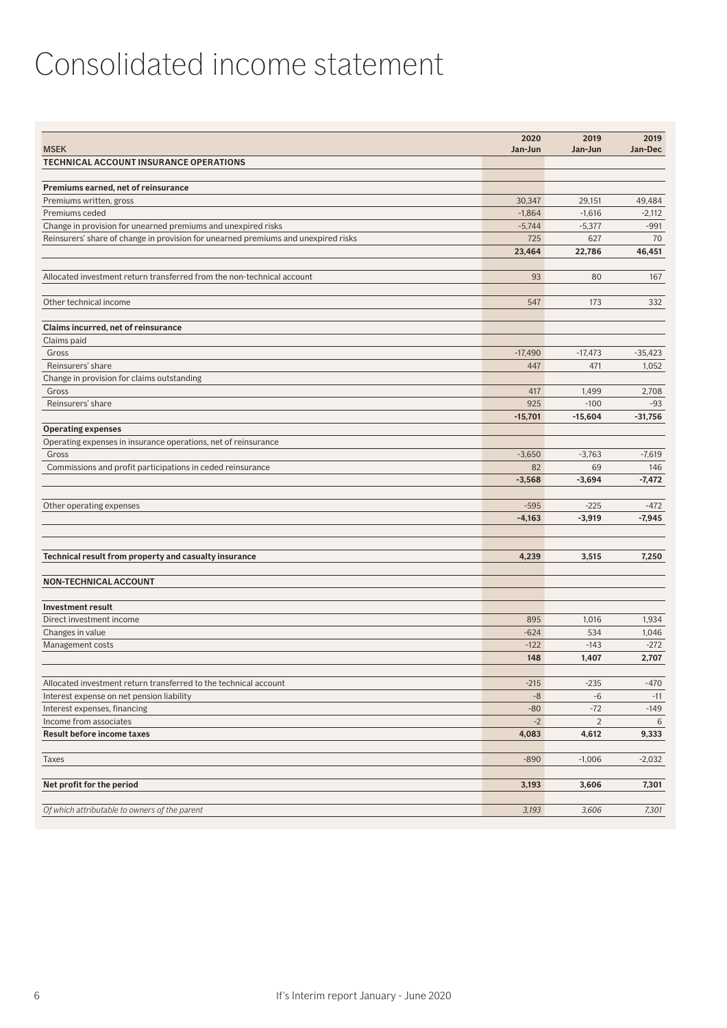# Consolidated income statement

| MSEK | 2020 Jan-Jun | 2019 Jan-Jun | 2019 Jan-Dec |
|---|---|---|---|
| **TECHNICAL ACCOUNT INSURANCE OPERATIONS** | | | |
| | | | |
| **Premiums earned, net of reinsurance** | | | |
| Premiums written, gross | 30,347 | 29,151 | 49,484 |
| Premiums ceded | -1,864 | -1,616 | -2,112 |
| Change in provision for unearned premiums and unexpired risks | -5,744 | -5,377 | -991 |
| Reinsurers' share of change in provision for unearned premiums and unexpired risks | 725 | 627 | 70 |
| | **23,464** | **22,786** | **46,451** |
| | | | |
| Allocated investment return transferred from the non-technical account | 93 | 80 | 167 |
| | | | |
| Other technical income | 547 | 173 | 332 |
| | | | |
| **Claims incurred, net of reinsurance** | | | |
| Claims paid | | | |
| Gross | -17,490 | -17,473 | -35,423 |
| Reinsurers' share | 447 | 471 | 1,052 |
| Change in provision for claims outstanding | | | |
| Gross | 417 | 1,499 | 2,708 |
| Reinsurers' share | 925 | -100 | -93 |
| | **-15,701** | **-15,604** | **-31,756** |
| **Operating expenses** | | | |
| Operating expenses in insurance operations, net of reinsurance | | | |
| Gross | -3,650 | -3,763 | -7,619 |
| Commissions and profit participations in ceded reinsurance | 82 | 69 | 146 |
| | **-3,568** | **-3,694** | **-7,472** |
| | | | |
| Other operating expenses | -595 | -225 | -472 |
| | **-4,163** | **-3,919** | **-7,945** |
| | | | |
| **Technical result from property and casualty insurance** | **4,239** | **3,515** | **7,250** |
| | | | |
| **NON-TECHNICAL ACCOUNT** | | | |
| | | | |
| **Investment result** | | | |
| Direct investment income | 895 | 1,016 | 1,934 |
| Changes in value | -624 | 534 | 1,046 |
| Management costs | -122 | -143 | -272 |
| | **148** | **1,407** | **2,707** |
| | | | |
| Allocated investment return transferred to the technical account | -215 | -235 | -470 |
| Interest expense on net pension liability | -8 | -6 | -11 |
| Interest expenses, financing | -80 | -72 | -149 |
| Income from associates | -2 | 2 | 6 |
| **Result before income taxes** | **4,083** | **4,612** | **9,333** |
| | | | |
| Taxes | -890 | -1,006 | -2,032 |
| | | | |
| **Net profit for the period** | **3,193** | **3,606** | **7,301** |
| | | | |
| *Of which attributable to owners of the parent* | *3,193* | *3,606* | *7,301* |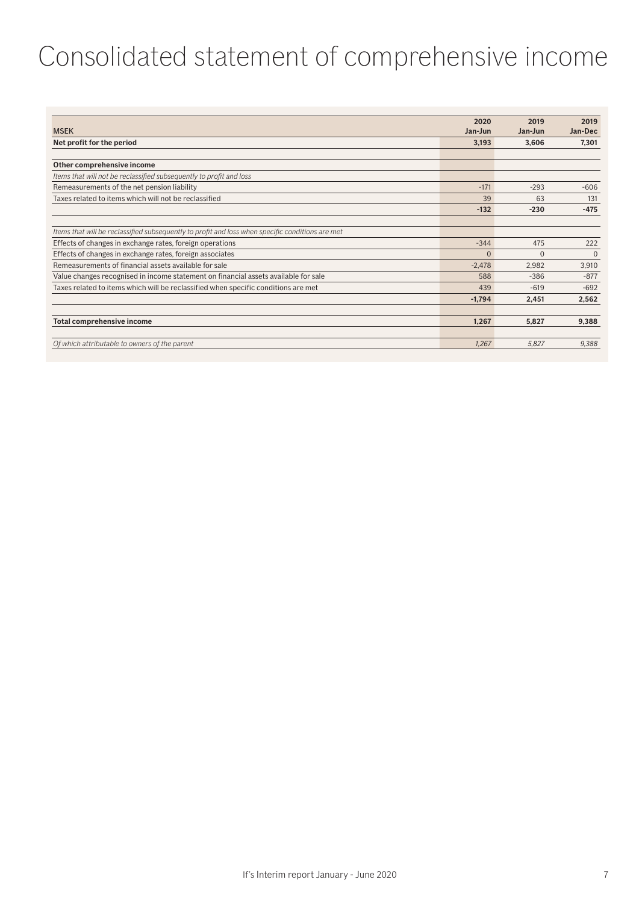# Consolidated statement of comprehensive income

| MSEK | 2020 Jan-Jun | 2019 Jan-Jun | 2019 Jan-Dec |
|---|---|---|---|
| **Net profit for the period** | **3,193** | **3,606** | **7,301** |
| | | | |
| **Other comprehensive income** | | | |
| *Items that will not be reclassified subsequently to profit and loss* | | | |
| Remeasurements of the net pension liability | -171 | -293 | -606 |
| Taxes related to items which will not be reclassified | 39 | 63 | 131 |
| | **-132** | **-230** | **-475** |
| | | | |
| *Items that will be reclassified subsequently to profit and loss when specific conditions are met* | | | |
| Effects of changes in exchange rates, foreign operations | -344 | 475 | 222 |
| Effects of changes in exchange rates, foreign associates | 0 | 0 | 0 |
| Remeasurements of financial assets available for sale | -2,478 | 2,982 | 3,910 |
| Value changes recognised in income statement on financial assets available for sale | 588 | -386 | -877 |
| Taxes related to items which will be reclassified when specific conditions are met | 439 | -619 | -692 |
| | **-1,794** | **2,451** | **2,562** |
| | | | |
| **Total comprehensive income** | **1,267** | **5,827** | **9,388** |
| | | | |
| *Of which attributable to owners of the parent* | *1,267* | *5,827* | *9,388* |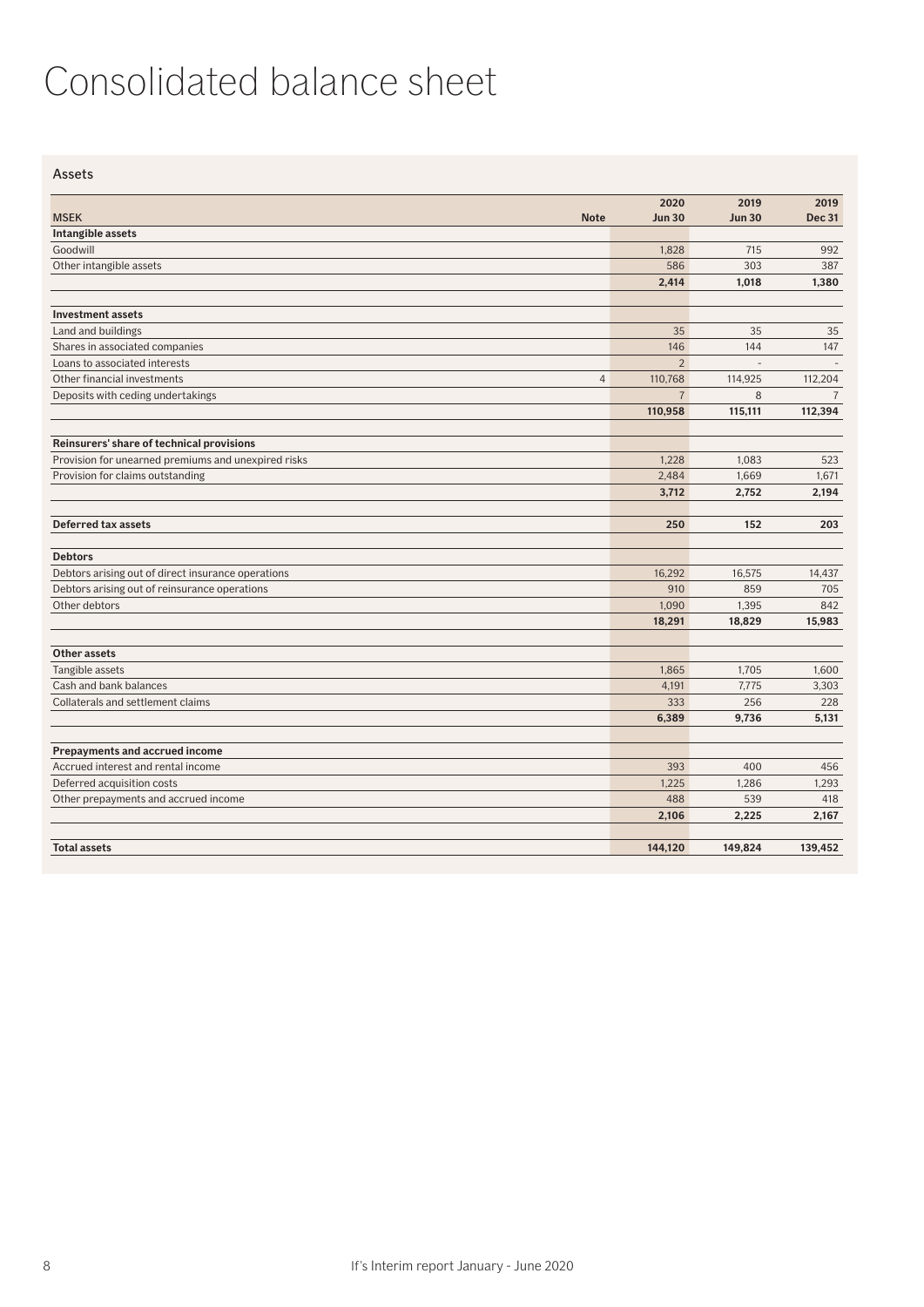# Consolidated balance sheet

## Assets

| MSEK | Note | 2020 Jun 30 | 2019 Jun 30 | 2019 Dec 31 |
|---|---|---|---|---|
| **Intangible assets** | | | | |
| Goodwill | | 1,828 | 715 | 992 |
| Other intangible assets | | 586 | 303 | 387 |
| | | **2,414** | **1,018** | **1,380** |
| | | | | |
| **Investment assets** | | | | |
| Land and buildings | | 35 | 35 | 35 |
| Shares in associated companies | | 146 | 144 | 147 |
| Loans to associated interests | | 2 | - | - |
| Other financial investments | 4 | 110,768 | 114,925 | 112,204 |
| Deposits with ceding undertakings | | 7 | 8 | 7 |
| | | **110,958** | **115,111** | **112,394** |
| | | | | |
| **Reinsurers' share of technical provisions** | | | | |
| Provision for unearned premiums and unexpired risks | | 1,228 | 1,083 | 523 |
| Provision for claims outstanding | | 2,484 | 1,669 | 1,671 |
| | | **3,712** | **2,752** | **2,194** |
| | | | | |
| **Deferred tax assets** | | **250** | **152** | **203** |
| | | | | |
| **Debtors** | | | | |
| Debtors arising out of direct insurance operations | | 16,292 | 16,575 | 14,437 |
| Debtors arising out of reinsurance operations | | 910 | 859 | 705 |
| Other debtors | | 1,090 | 1,395 | 842 |
| | | **18,291** | **18,829** | **15,983** |
| | | | | |
| **Other assets** | | | | |
| Tangible assets | | 1,865 | 1,705 | 1,600 |
| Cash and bank balances | | 4,191 | 7,775 | 3,303 |
| Collaterals and settlement claims | | 333 | 256 | 228 |
| | | **6,389** | **9,736** | **5,131** |
| | | | | |
| **Prepayments and accrued income** | | | | |
| Accrued interest and rental income | | 393 | 400 | 456 |
| Deferred acquisition costs | | 1,225 | 1,286 | 1,293 |
| Other prepayments and accrued income | | 488 | 539 | 418 |
| | | **2,106** | **2,225** | **2,167** |
| | | | | |
| **Total assets** | | **144,120** | **149,824** | **139,452** |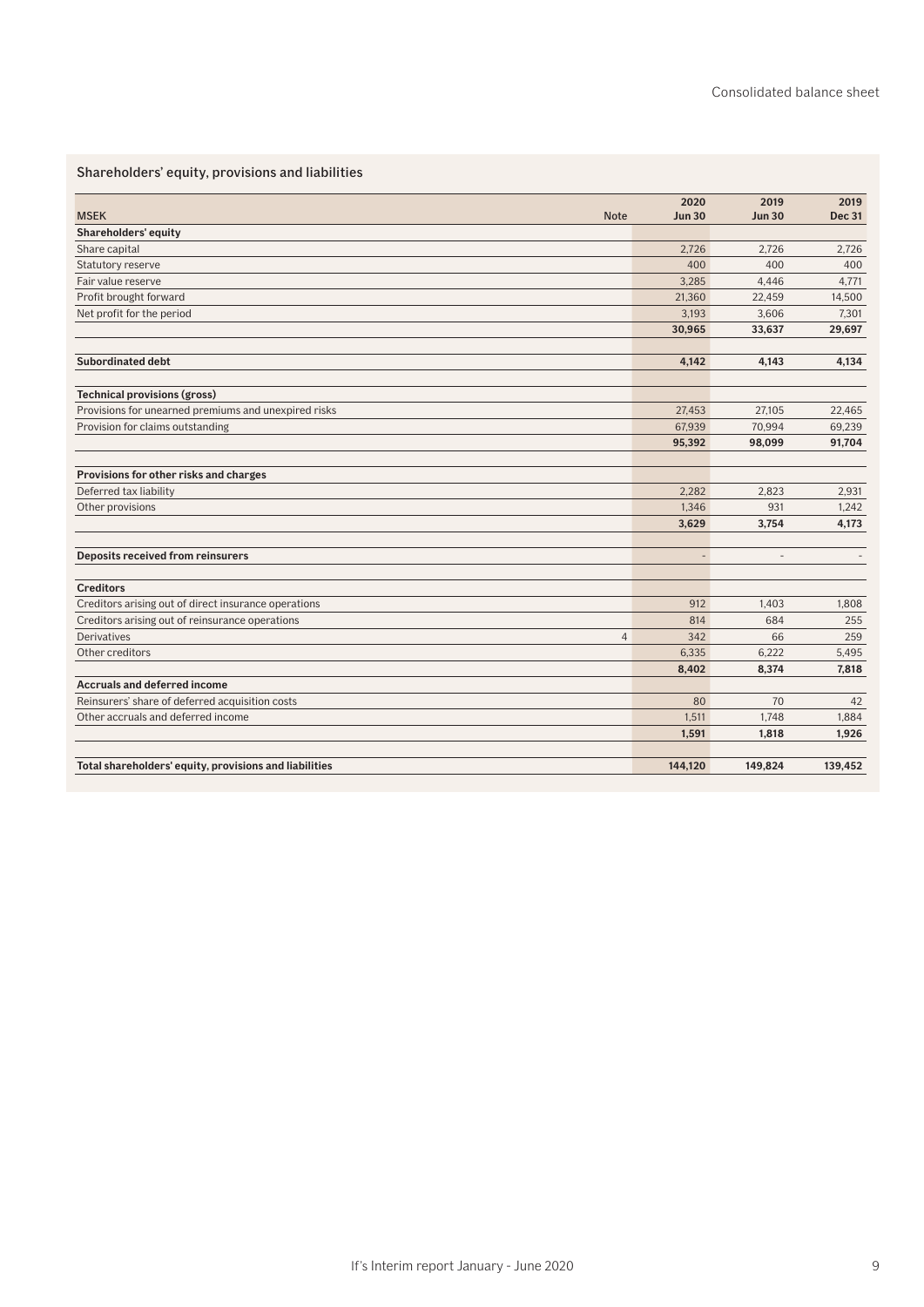## Shareholders' equity, provisions and liabilities

| MSEK | Note | 2020 Jun 30 | 2019 Jun 30 | 2019 Dec 31 |
|---|---|---|---|---|
| **Shareholders' equity** | | | | |
| Share capital | | 2,726 | 2,726 | 2,726 |
| Statutory reserve | | 400 | 400 | 400 |
| Fair value reserve | | 3,285 | 4,446 | 4,771 |
| Profit brought forward | | 21,360 | 22,459 | 14,500 |
| Net profit for the period | | 3,193 | 3,606 | 7,301 |
| | | **30,965** | **33,637** | **29,697** |
| | | | | |
| **Subordinated debt** | | **4,142** | **4,143** | **4,134** |
| | | | | |
| **Technical provisions (gross)** | | | | |
| Provisions for unearned premiums and unexpired risks | | 27,453 | 27,105 | 22,465 |
| Provision for claims outstanding | | 67,939 | 70,994 | 69,239 |
| | | **95,392** | **98,099** | **91,704** |
| | | | | |
| **Provisions for other risks and charges** | | | | |
| Deferred tax liability | | 2,282 | 2,823 | 2,931 |
| Other provisions | | 1,346 | 931 | 1,242 |
| | | **3,629** | **3,754** | **4,173** |
| | | | | |
| **Deposits received from reinsurers** | | - | - | - |
| | | | | |
| **Creditors** | | | | |
| Creditors arising out of direct insurance operations | | 912 | 1,403 | 1,808 |
| Creditors arising out of reinsurance operations | | 814 | 684 | 255 |
| Derivatives | 4 | 342 | 66 | 259 |
| Other creditors | | 6,335 | 6,222 | 5,495 |
| | | **8,402** | **8,374** | **7,818** |
| **Accruals and deferred income** | | | | |
| Reinsurers' share of deferred acquisition costs | | 80 | 70 | 42 |
| Other accruals and deferred income | | 1,511 | 1,748 | 1,884 |
| | | **1,591** | **1,818** | **1,926** |
| | | | | |
| **Total shareholders' equity, provisions and liabilities** | | **144,120** | **149,824** | **139,452** |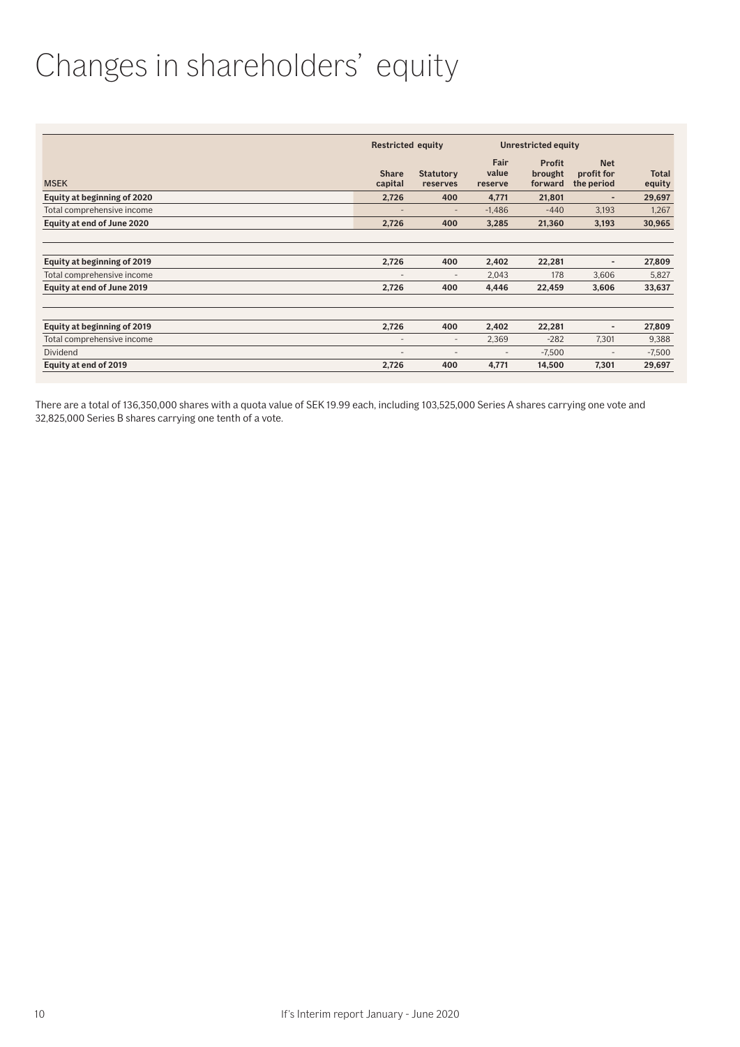# Changes in shareholders' equity

| | Restricted equity | | Unrestricted equity | | | |
|---|---|---|---|---|---|---|
| MSEK | Share capital | Statutory reserves | Fair value reserve | Profit brought forward | Net profit for the period | Total equity |
| **Equity at beginning of 2020** | **2,726** | **400** | **4,771** | **21,801** | **-** | **29,697** |
| Total comprehensive income | - | - | -1,486 | -440 | 3,193 | 1,267 |
| **Equity at end of June 2020** | **2,726** | **400** | **3,285** | **21,360** | **3,193** | **30,965** |
| | | | | | | |
| **Equity at beginning of 2019** | **2,726** | **400** | **2,402** | **22,281** | **-** | **27,809** |
| Total comprehensive income | - | - | 2,043 | 178 | 3,606 | 5,827 |
| **Equity at end of June 2019** | **2,726** | **400** | **4,446** | **22,459** | **3,606** | **33,637** |
| | | | | | | |
| **Equity at beginning of 2019** | **2,726** | **400** | **2,402** | **22,281** | **-** | **27,809** |
| Total comprehensive income | - | - | 2,369 | -282 | 7,301 | 9,388 |
| Dividend | - | - | - | -7,500 | - | -7,500 |
| **Equity at end of 2019** | **2,726** | **400** | **4,771** | **14,500** | **7,301** | **29,697** |

There are a total of 136,350,000 shares with a quota value of SEK 19.99 each, including 103,525,000 Series A shares carrying one vote and 32,825,000 Series B shares carrying one tenth of a vote.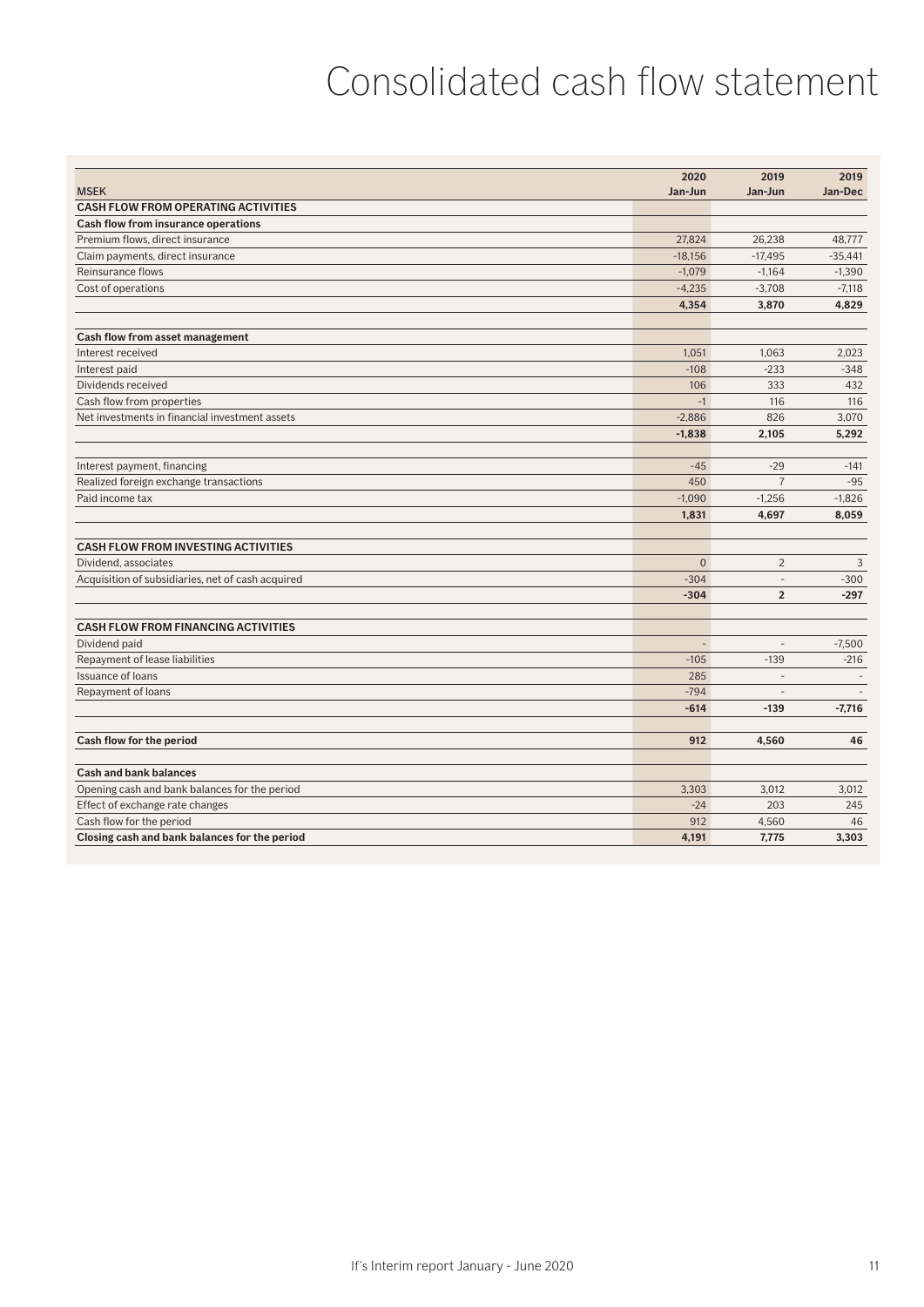# Consolidated cash flow statement

| MSEK | 2020 Jan-Jun | 2019 Jan-Jun | 2019 Jan-Dec |
|---|---|---|---|
| **CASH FLOW FROM OPERATING ACTIVITIES** | | | |
| **Cash flow from insurance operations** | | | |
| Premium flows, direct insurance | 27,824 | 26,238 | 48,777 |
| Claim payments, direct insurance | -18,156 | -17,495 | -35,441 |
| Reinsurance flows | -1,079 | -1,164 | -1,390 |
| Cost of operations | -4,235 | -3,708 | -7,118 |
| | **4,354** | **3,870** | **4,829** |
| | | | |
| **Cash flow from asset management** | | | |
| Interest received | 1,051 | 1,063 | 2,023 |
| Interest paid | -108 | -233 | -348 |
| Dividends received | 106 | 333 | 432 |
| Cash flow from properties | -1 | 116 | 116 |
| Net investments in financial investment assets | -2,886 | 826 | 3,070 |
| | **-1,838** | **2,105** | **5,292** |
| | | | |
| Interest payment, financing | -45 | -29 | -141 |
| Realized foreign exchange transactions | 450 | 7 | -95 |
| Paid income tax | -1,090 | -1,256 | -1,826 |
| | **1,831** | **4,697** | **8,059** |
| | | | |
| **CASH FLOW FROM INVESTING ACTIVITIES** | | | |
| Dividend, associates | 0 | 2 | 3 |
| Acquisition of subsidiaries, net of cash acquired | -304 | - | -300 |
| | **-304** | **2** | **-297** |
| | | | |
| **CASH FLOW FROM FINANCING ACTIVITIES** | | | |
| Dividend paid | - | - | -7,500 |
| Repayment of lease liabilities | -105 | -139 | -216 |
| Issuance of loans | 285 | - | - |
| Repayment of loans | -794 | - | - |
| | **-614** | **-139** | **-7,716** |
| | | | |
| **Cash flow for the period** | **912** | **4,560** | **46** |
| | | | |
| **Cash and bank balances** | | | |
| Opening cash and bank balances for the period | 3,303 | 3,012 | 3,012 |
| Effect of exchange rate changes | -24 | 203 | 245 |
| Cash flow for the period | 912 | 4,560 | 46 |
| **Closing cash and bank balances for the period** | **4,191** | **7,775** | **3,303** |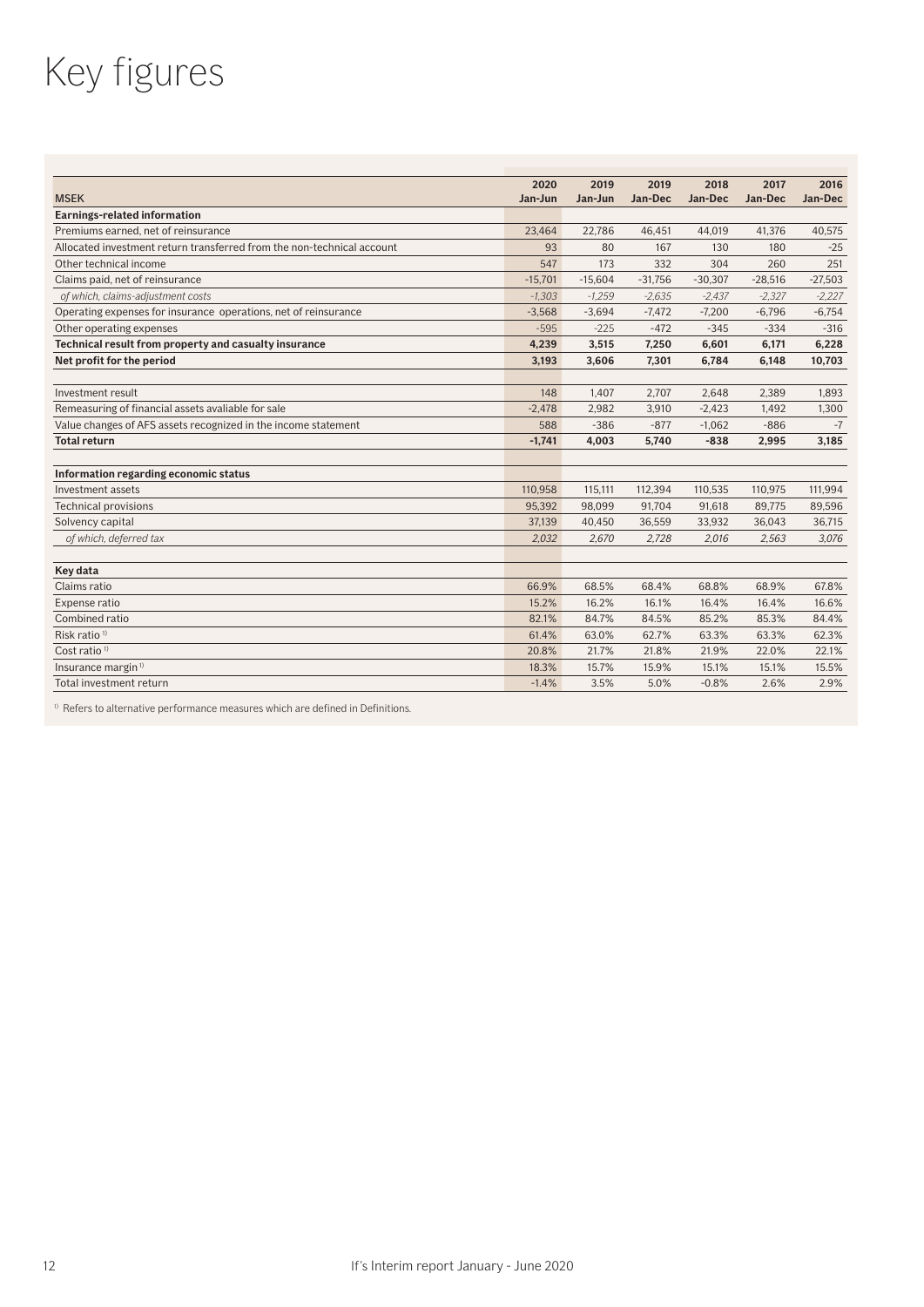# Key figures

| MSEK | 2020 Jan-Jun | 2019 Jan-Jun | 2019 Jan-Dec | 2018 Jan-Dec | 2017 Jan-Dec | 2016 Jan-Dec |
|---|---|---|---|---|---|---|
| **Earnings-related information** | | | | | | |
| Premiums earned, net of reinsurance | 23,464 | 22,786 | 46,451 | 44,019 | 41,376 | 40,575 |
| Allocated investment return transferred from the non-technical account | 93 | 80 | 167 | 130 | 180 | -25 |
| Other technical income | 547 | 173 | 332 | 304 | 260 | 251 |
| Claims paid, net of reinsurance | -15,701 | -15,604 | -31,756 | -30,307 | -28,516 | -27,503 |
| *of which, claims-adjustment costs* | *-1,303* | *-1,259* | *-2,635* | *-2,437* | *-2,327* | *-2,227* |
| Operating expenses for insurance operations, net of reinsurance | -3,568 | -3,694 | -7,472 | -7,200 | -6,796 | -6,754 |
| Other operating expenses | -595 | -225 | -472 | -345 | -334 | -316 |
| **Technical result from property and casualty insurance** | **4,239** | **3,515** | **7,250** | **6,601** | **6,171** | **6,228** |
| **Net profit for the period** | **3,193** | **3,606** | **7,301** | **6,784** | **6,148** | **10,703** |
| | | | | | | |
| Investment result | 148 | 1,407 | 2,707 | 2,648 | 2,389 | 1,893 |
| Remeasuring of financial assets avaliable for sale | -2,478 | 2,982 | 3,910 | -2,423 | 1,492 | 1,300 |
| Value changes of AFS assets recognized in the income statement | 588 | -386 | -877 | -1,062 | -886 | -7 |
| **Total return** | **-1,741** | **4,003** | **5,740** | **-838** | **2,995** | **3,185** |
| | | | | | | |
| **Information regarding economic status** | | | | | | |
| Investment assets | 110,958 | 115,111 | 112,394 | 110,535 | 110,975 | 111,994 |
| Technical provisions | 95,392 | 98,099 | 91,704 | 91,618 | 89,775 | 89,596 |
| Solvency capital | 37,139 | 40,450 | 36,559 | 33,932 | 36,043 | 36,715 |
| *of which, deferred tax* | *2,032* | *2,670* | *2,728* | *2,016* | *2,563* | *3,076* |
| | | | | | | |
| **Key data** | | | | | | |
| Claims ratio | 66.9% | 68.5% | 68.4% | 68.8% | 68.9% | 67.8% |
| Expense ratio | 15.2% | 16.2% | 16.1% | 16.4% | 16.4% | 16.6% |
| Combined ratio | 82.1% | 84.7% | 84.5% | 85.2% | 85.3% | 84.4% |
| Risk ratio [1] | 61.4% | 63.0% | 62.7% | 63.3% | 63.3% | 62.3% |
| Cost ratio [1] | 20.8% | 21.7% | 21.8% | 21.9% | 22.0% | 22.1% |
| Insurance margin [1] | 18.3% | 15.7% | 15.9% | 15.1% | 15.1% | 15.5% |
| Total investment return | -1.4% | 3.5% | 5.0% | -0.8% | 2.6% | 2.9% |

[1] Refers to alternative performance measures which are defined in Definitions.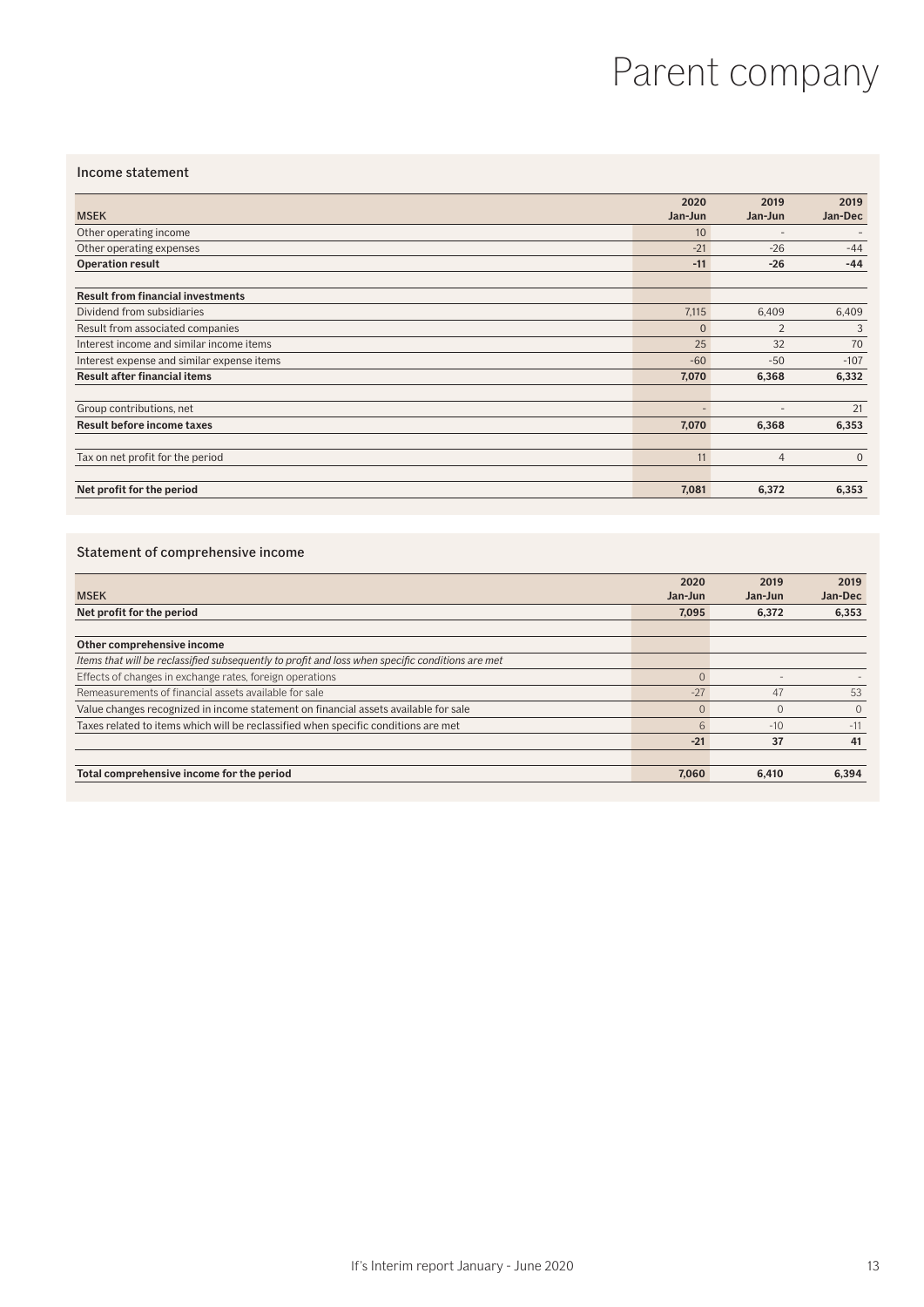# Parent company

## Income statement

| MSEK | 2020 Jan-Jun | 2019 Jan-Jun | 2019 Jan-Dec |
|---|---|---|---|
| Other operating income | 10 | - | - |
| Other operating expenses | -21 | -26 | -44 |
| **Operation result** | **-11** | **-26** | **-44** |
| | | | |
| **Result from financial investments** | | | |
| Dividend from subsidiaries | 7,115 | 6,409 | 6,409 |
| Result from associated companies | 0 | 2 | 3 |
| Interest income and similar income items | 25 | 32 | 70 |
| Interest expense and similar expense items | -60 | -50 | -107 |
| **Result after financial items** | **7,070** | **6,368** | **6,332** |
| | | | |
| Group contributions, net | - | - | 21 |
| **Result before income taxes** | **7,070** | **6,368** | **6,353** |
| | | | |
| Tax on net profit for the period | 11 | 4 | 0 |
| | | | |
| **Net profit for the period** | **7,081** | **6,372** | **6,353** |

## Statement of comprehensive income

| MSEK | 2020 Jan-Jun | 2019 Jan-Jun | 2019 Jan-Dec |
|---|---|---|---|
| **Net profit for the period** | **7,095** | **6,372** | **6,353** |
| | | | |
| **Other comprehensive income** | | | |
| *Items that will be reclassified subsequently to profit and loss when specific conditions are met* | | | |
| Effects of changes in exchange rates, foreign operations | 0 | - | - |
| Remeasurements of financial assets available for sale | -27 | 47 | 53 |
| Value changes recognized in income statement on financial assets available for sale | 0 | 0 | 0 |
| Taxes related to items which will be reclassified when specific conditions are met | 6 | -10 | -11 |
| | **-21** | **37** | **41** |
| | | | |
| **Total comprehensive income for the period** | **7,060** | **6,410** | **6,394** |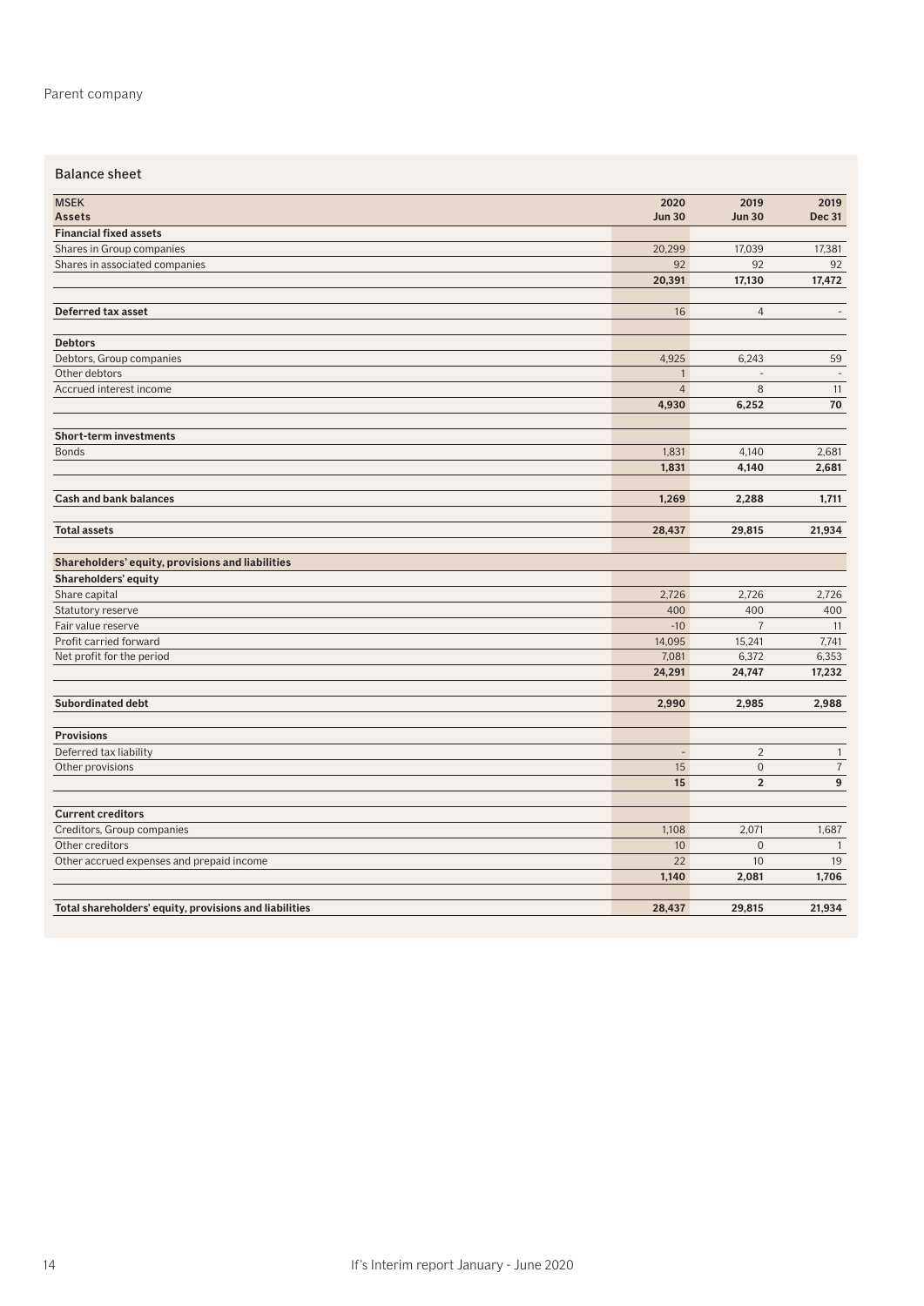Parent company

## Balance sheet

| MSEK<br>**Assets** | 2020<br>**Jun 30** | 2019<br>**Jun 30** | 2019<br>**Dec 31** |
|---|---|---|---|
| **Financial fixed assets** | | | |
| Shares in Group companies | 20,299 | 17,039 | 17,381 |
| Shares in associated companies | 92 | 92 | 92 |
| | **20,391** | **17,130** | **17,472** |
| | | | |
| **Deferred tax asset** | 16 | 4 | - |
| | | | |
| **Debtors** | | | |
| Debtors, Group companies | 4,925 | 6,243 | 59 |
| Other debtors | 1 | - | - |
| Accrued interest income | 4 | 8 | 11 |
| | **4,930** | **6,252** | **70** |
| | | | |
| **Short-term investments** | | | |
| Bonds | 1,831 | 4,140 | 2,681 |
| | **1,831** | **4,140** | **2,681** |
| | | | |
| **Cash and bank balances** | **1,269** | **2,288** | **1,711** |
| | | | |
| **Total assets** | **28,437** | **29,815** | **21,934** |
| | | | |
| **Shareholders' equity, provisions and liabilities** | | | |
| **Shareholders' equity** | | | |
| Share capital | 2,726 | 2,726 | 2,726 |
| Statutory reserve | 400 | 400 | 400 |
| Fair value reserve | -10 | 7 | 11 |
| Profit carried forward | 14,095 | 15,241 | 7,741 |
| Net profit for the period | 7,081 | 6,372 | 6,353 |
| | **24,291** | **24,747** | **17,232** |
| | | | |
| **Subordinated debt** | **2,990** | **2,985** | **2,988** |
| | | | |
| **Provisions** | | | |
| Deferred tax liability | - | 2 | 1 |
| Other provisions | 15 | 0 | 7 |
| | **15** | **2** | **9** |
| | | | |
| **Current creditors** | | | |
| Creditors, Group companies | 1,108 | 2,071 | 1,687 |
| Other creditors | 10 | 0 | 1 |
| Other accrued expenses and prepaid income | 22 | 10 | 19 |
| | **1,140** | **2,081** | **1,706** |
| | | | |
| **Total shareholders' equity, provisions and liabilities** | **28,437** | **29,815** | **21,934** |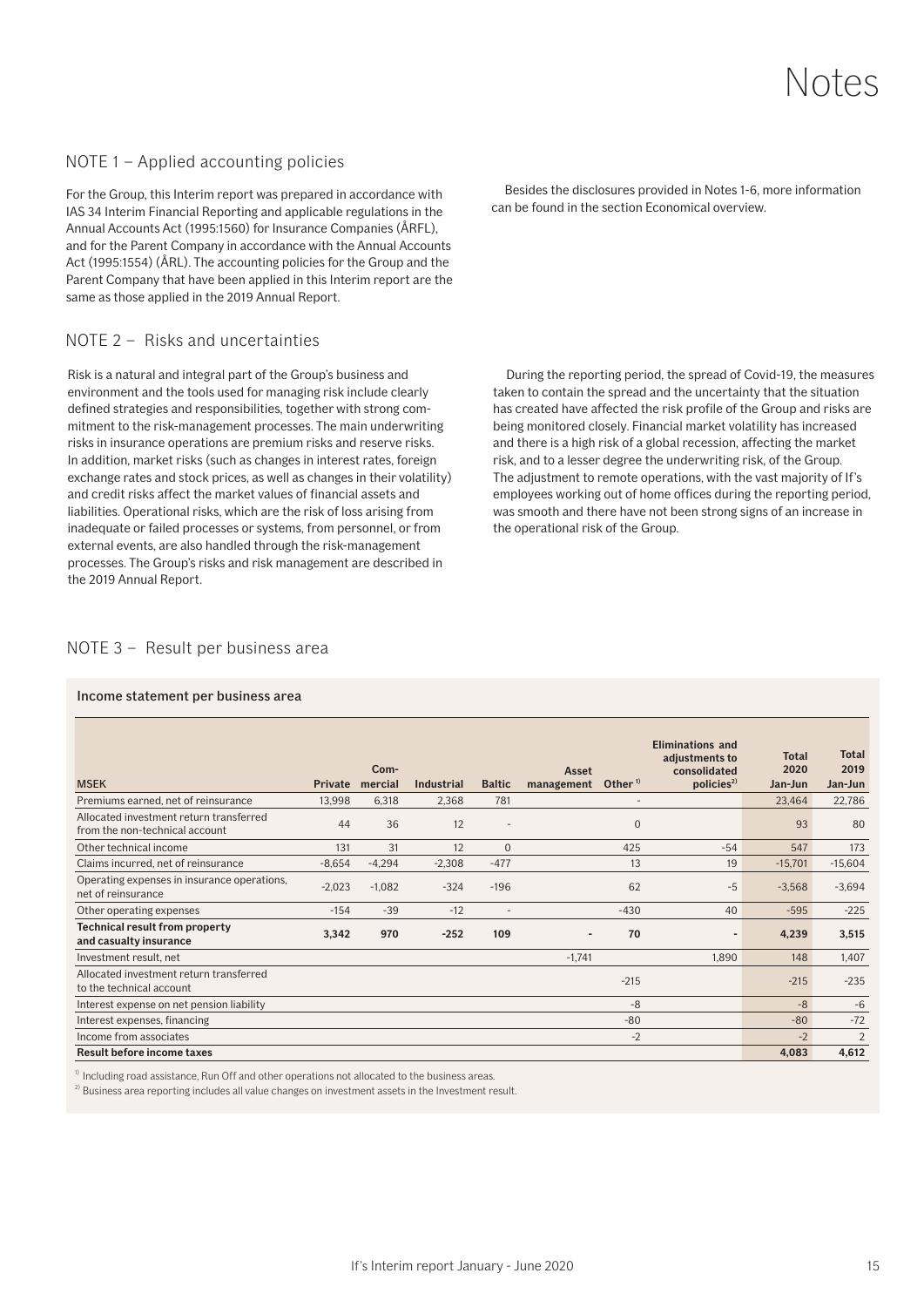# Notes

## NOTE 1 – Applied accounting policies

For the Group, this Interim report was prepared in accordance with IAS 34 Interim Financial Reporting and applicable regulations in the Annual Accounts Act (1995:1560) for Insurance Companies (ÅRFL), and for the Parent Company in accordance with the Annual Accounts Act (1995:1554) (ÅRL). The accounting policies for the Group and the Parent Company that have been applied in this Interim report are the same as those applied in the 2019 Annual Report.

Besides the disclosures provided in Notes 1-6, more information can be found in the section Economical overview.

## NOTE 2 – Risks and uncertainties

Risk is a natural and integral part of the Group's business and environment and the tools used for managing risk include clearly defined strategies and responsibilities, together with strong commitment to the risk-management processes. The main underwriting risks in insurance operations are premium risks and reserve risks. In addition, market risks (such as changes in interest rates, foreign exchange rates and stock prices, as well as changes in their volatility) and credit risks affect the market values of financial assets and liabilities. Operational risks, which are the risk of loss arising from inadequate or failed processes or systems, from personnel, or from external events, are also handled through the risk-management processes. The Group's risks and risk management are described in the 2019 Annual Report.

During the reporting period, the spread of Covid-19, the measures taken to contain the spread and the uncertainty that the situation has created have affected the risk profile of the Group and risks are being monitored closely. Financial market volatility has increased and there is a high risk of a global recession, affecting the market risk, and to a lesser degree the underwriting risk, of the Group. The adjustment to remote operations, with the vast majority of If's employees working out of home offices during the reporting period, was smooth and there have not been strong signs of an increase in the operational risk of the Group.

## NOTE 3 – Result per business area

**Income statement per business area**

| MSEK | Private | Commercial | Industrial | Baltic | Asset management | Other [1] | Eliminations and adjustments to consolidated policies [2] | Total 2020 Jan-Jun | Total 2019 Jan-Jun |
|---|---|---|---|---|---|---|---|---|---|
| Premiums earned, net of reinsurance | 13,998 | 6,318 | 2,368 | 781 | | - | | 23,464 | 22,786 |
| Allocated investment return transferred from the non-technical account | 44 | 36 | 12 | - | | 0 | | 93 | 80 |
| Other technical income | 131 | 31 | 12 | 0 | | 425 | -54 | 547 | 173 |
| Claims incurred, net of reinsurance | -8,654 | -4,294 | -2,308 | -477 | | 13 | 19 | -15,701 | -15,604 |
| Operating expenses in insurance operations, net of reinsurance | -2,023 | -1,082 | -324 | -196 | | 62 | -5 | -3,568 | -3,694 |
| Other operating expenses | -154 | -39 | -12 | - | | -430 | 40 | -595 | -225 |
| **Technical result from property and casualty insurance** | **3,342** | **970** | **-252** | **109** | **-** | **70** | **-** | **4,239** | **3,515** |
| Investment result, net | | | | | -1,741 | | 1,890 | 148 | 1,407 |
| Allocated investment return transferred to the technical account | | | | | | -215 | | -215 | -235 |
| Interest expense on net pension liability | | | | | | -8 | | -8 | -6 |
| Interest expenses, financing | | | | | | -80 | | -80 | -72 |
| Income from associates | | | | | | -2 | | -2 | 2 |
| **Result before income taxes** | | | | | | | | **4,083** | **4,612** |

[1] Including road assistance, Run Off and other operations not allocated to the business areas.

[2] Business area reporting includes all value changes on investment assets in the Investment result.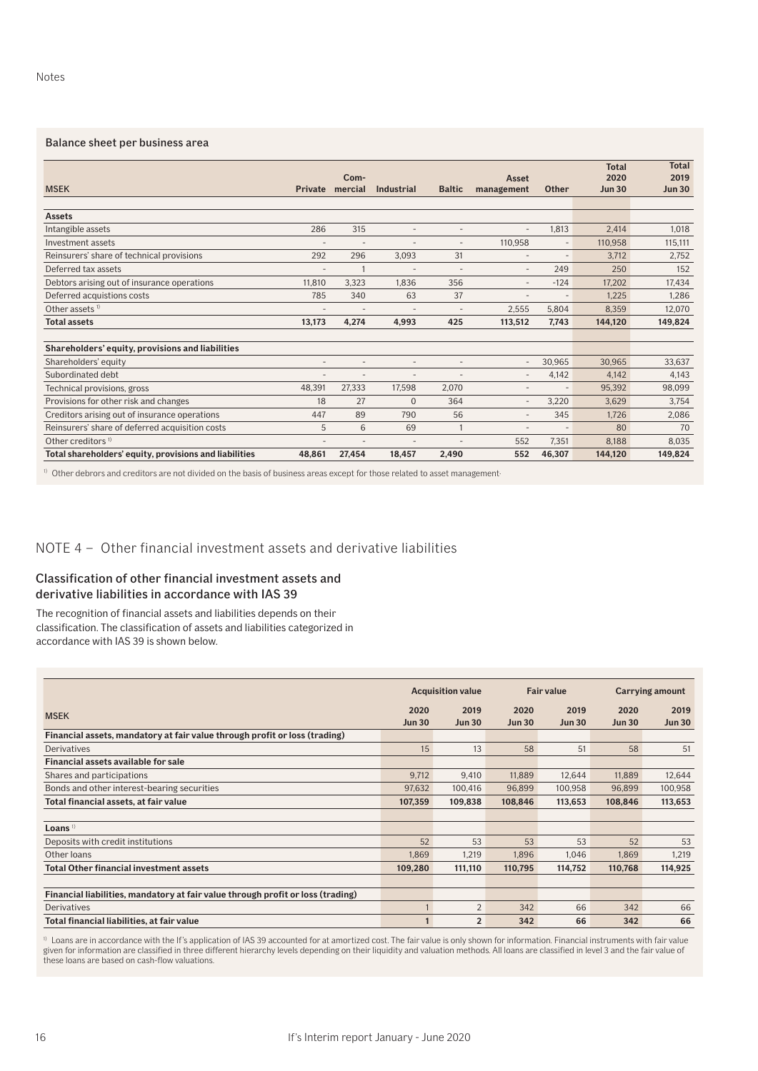Notes

### Balance sheet per business area

| MSEK | Private | Com-mercial | Industrial | Baltic | Asset management | Other | Total 2020 Jun 30 | Total 2019 Jun 30 |
|---|---|---|---|---|---|---|---|---|
| **Assets** | | | | | | | | |
| Intangible assets | 286 | 315 | - | - | - | 1,813 | 2,414 | 1,018 |
| Investment assets | - | - | - | - | 110,958 | - | 110,958 | 115,111 |
| Reinsurers' share of technical provisions | 292 | 296 | 3,093 | 31 | - | - | 3,712 | 2,752 |
| Deferred tax assets | - | 1 | - | - | - | 249 | 250 | 152 |
| Debtors arising out of insurance operations | 11,810 | 3,323 | 1,836 | 356 | - | -124 | 17,202 | 17,434 |
| Deferred acquistions costs | 785 | 340 | 63 | 37 | - | - | 1,225 | 1,286 |
| Other assets [1] | - | - | - | - | 2,555 | 5,804 | 8,359 | 12,070 |
| **Total assets** | **13,173** | **4,274** | **4,993** | **425** | **113,512** | **7,743** | **144,120** | **149,824** |
| | | | | | | | | |
| **Shareholders' equity, provisions and liabilities** | | | | | | | | |
| Shareholders' equity | - | - | - | - | - | 30,965 | 30,965 | 33,637 |
| Subordinated debt | - | - | - | - | - | 4,142 | 4,142 | 4,143 |
| Technical provisions, gross | 48,391 | 27,333 | 17,598 | 2,070 | - | - | 95,392 | 98,099 |
| Provisions for other risk and changes | 18 | 27 | 0 | 364 | - | 3,220 | 3,629 | 3,754 |
| Creditors arising out of insurance operations | 447 | 89 | 790 | 56 | - | 345 | 1,726 | 2,086 |
| Reinsurers' share of deferred acquisition costs | 5 | 6 | 69 | 1 | - | - | 80 | 70 |
| Other creditors [1] | - | - | - | - | 552 | 7,351 | 8,188 | 8,035 |
| **Total shareholders' equity, provisions and liabilities** | **48,861** | **27,454** | **18,457** | **2,490** | **552** | **46,307** | **144,120** | **149,824** |

[1] Other debrors and creditors are not divided on the basis of business areas except for those related to asset management.

## NOTE 4 – Other financial investment assets and derivative liabilities

### Classification of other financial investment assets and derivative liabilities in accordance with IAS 39

The recognition of financial assets and liabilities depends on their classification. The classification of assets and liabilities categorized in accordance with IAS 39 is shown below.

| MSEK | Acquisition value | | Fair value | | Carrying amount | |
|---|---|---|---|---|---|---|
| | 2020 Jun 30 | 2019 Jun 30 | 2020 Jun 30 | 2019 Jun 30 | 2020 Jun 30 | 2019 Jun 30 |
| **Financial assets, mandatory at fair value through profit or loss (trading)** | | | | | | |
| Derivatives | 15 | 13 | 58 | 51 | 58 | 51 |
| **Financial assets available for sale** | | | | | | |
| Shares and participations | 9,712 | 9,410 | 11,889 | 12,644 | 11,889 | 12,644 |
| Bonds and other interest-bearing securities | 97,632 | 100,416 | 96,899 | 100,958 | 96,899 | 100,958 |
| **Total financial assets, at fair value** | **107,359** | **109,838** | **108,846** | **113,653** | **108,846** | **113,653** |
| | | | | | | |
| **Loans** [1] | | | | | | |
| Deposits with credit institutions | 52 | 53 | 53 | 53 | 52 | 53 |
| Other loans | 1,869 | 1,219 | 1,896 | 1,046 | 1,869 | 1,219 |
| **Total Other financial investment assets** | **109,280** | **111,110** | **110,795** | **114,752** | **110,768** | **114,925** |
| | | | | | | |
| **Financial liabilities, mandatory at fair value through profit or loss (trading)** | | | | | | |
| Derivatives | 1 | 2 | 342 | 66 | 342 | 66 |
| **Total financial liabilities, at fair value** | **1** | **2** | **342** | **66** | **342** | **66** |

[1] Loans are in accordance with the If's application of IAS 39 accounted for at amortized cost. The fair value is only shown for information. Financial instruments with fair value given for information are classified in three different hierarchy levels depending on their liquidity and valuation methods. All loans are classified in level 3 and the fair value of these loans are based on cash-flow valuations.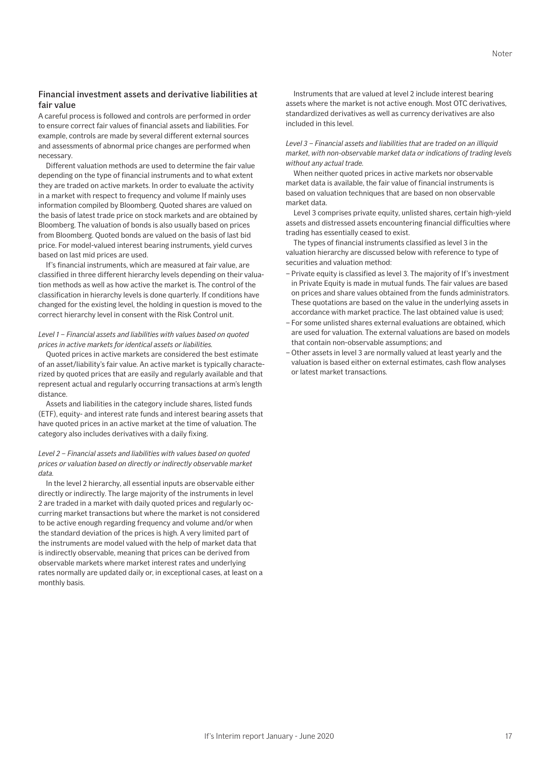### Financial investment assets and derivative liabilities at fair value

A careful process is followed and controls are performed in order to ensure correct fair values of financial assets and liabilities. For example, controls are made by several different external sources and assessments of abnormal price changes are performed when necessary.

Different valuation methods are used to determine the fair value depending on the type of financial instruments and to what extent they are traded on active markets. In order to evaluate the activity in a market with respect to frequency and volume If mainly uses information compiled by Bloomberg. Quoted shares are valued on the basis of latest trade price on stock markets and are obtained by Bloomberg. The valuation of bonds is also usually based on prices from Bloomberg. Quoted bonds are valued on the basis of last bid price. For model-valued interest bearing instruments, yield curves based on last mid prices are used.

If's financial instruments, which are measured at fair value, are classified in three different hierarchy levels depending on their valuation methods as well as how active the market is. The control of the classification in hierarchy levels is done quarterly. If conditions have changed for the existing level, the holding in question is moved to the correct hierarchy level in consent with the Risk Control unit.

*Level 1 – Financial assets and liabilities with values based on quoted prices in active markets for identical assets or liabilities.*

Quoted prices in active markets are considered the best estimate of an asset/liability's fair value. An active market is typically characterized by quoted prices that are easily and regularly available and that represent actual and regularly occurring transactions at arm's length distance.

Assets and liabilities in the category include shares, listed funds (ETF), equity- and interest rate funds and interest bearing assets that have quoted prices in an active market at the time of valuation. The category also includes derivatives with a daily fixing.

*Level 2 – Financial assets and liabilities with values based on quoted prices or valuation based on directly or indirectly observable market data.*

In the level 2 hierarchy, all essential inputs are observable either directly or indirectly. The large majority of the instruments in level 2 are traded in a market with daily quoted prices and regularly occurring market transactions but where the market is not considered to be active enough regarding frequency and volume and/or when the standard deviation of the prices is high. A very limited part of the instruments are model valued with the help of market data that is indirectly observable, meaning that prices can be derived from observable markets where market interest rates and underlying rates normally are updated daily or, in exceptional cases, at least on a monthly basis.

Instruments that are valued at level 2 include interest bearing assets where the market is not active enough. Most OTC derivatives, standardized derivatives as well as currency derivatives are also included in this level.

*Level 3 – Financial assets and liabilities that are traded on an illiquid market, with non-observable market data or indications of trading levels without any actual trade.*

When neither quoted prices in active markets nor observable market data is available, the fair value of financial instruments is based on valuation techniques that are based on non observable market data.

Level 3 comprises private equity, unlisted shares, certain high-yield assets and distressed assets encountering financial difficulties where trading has essentially ceased to exist.

The types of financial instruments classified as level 3 in the valuation hierarchy are discussed below with reference to type of securities and valuation method:

- Private equity is classified as level 3. The majority of If's investment in Private Equity is made in mutual funds. The fair values are based on prices and share values obtained from the funds administrators. These quotations are based on the value in the underlying assets in accordance with market practice. The last obtained value is used;
- For some unlisted shares external evaluations are obtained, which are used for valuation. The external valuations are based on models that contain non-observable assumptions; and
- Other assets in level 3 are normally valued at least yearly and the valuation is based either on external estimates, cash flow analyses or latest market transactions.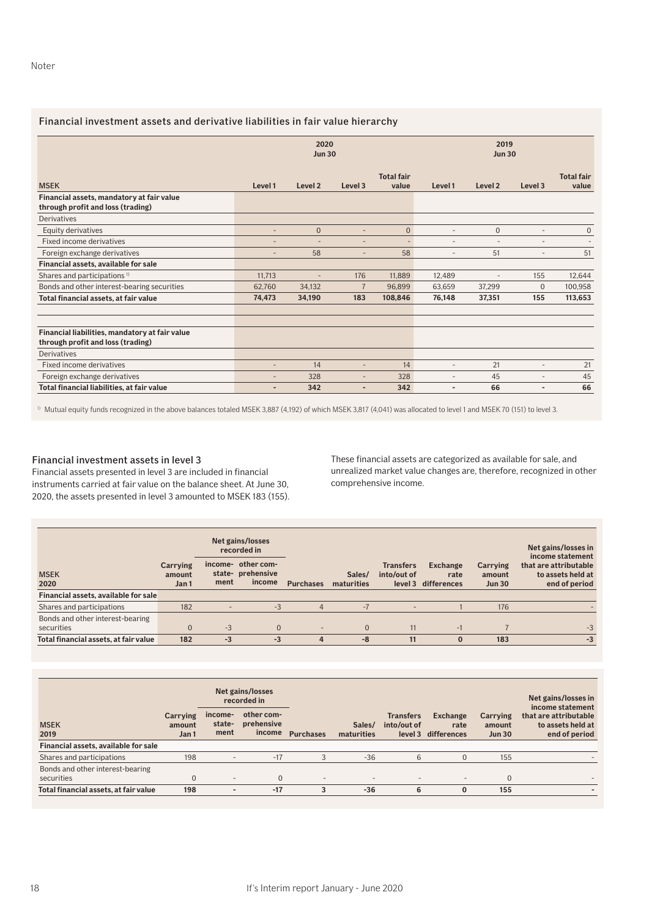Noter

### Financial investment assets and derivative liabilities in fair value hierarchy

| MSEK | 2020 Jun 30 | | | | 2019 Jun 30 | | | |
|---|---|---|---|---|---|---|---|---|
| | Level 1 | Level 2 | Level 3 | Total fair value | Level 1 | Level 2 | Level 3 | Total fair value |
| **Financial assets, mandatory at fair value through profit and loss (trading)** | | | | | | | | |
| Derivatives | | | | | | | | |
| Equity derivatives | - | 0 | - | 0 | - | 0 | - | 0 |
| Fixed income derivatives | - | - | - | - | - | - | - | - |
| Foreign exchange derivatives | - | 58 | - | 58 | - | 51 | - | 51 |
| **Financial assets, available for sale** | | | | | | | | |
| Shares and participations [1] | 11,713 | - | 176 | 11,889 | 12,489 | - | 155 | 12,644 |
| Bonds and other interest-bearing securities | 62,760 | 34,132 | 7 | 96,899 | 63,659 | 37,299 | 0 | 100,958 |
| **Total financial assets, at fair value** | **74,473** | **34,190** | **183** | **108,846** | **76,148** | **37,351** | **155** | **113,653** |
| | | | | | | | | |
| **Financial liabilities, mandatory at fair value through profit and loss (trading)** | | | | | | | | |
| Derivatives | | | | | | | | |
| Fixed income derivatives | - | 14 | - | 14 | - | 21 | - | 21 |
| Foreign exchange derivatives | - | 328 | - | 328 | - | 45 | - | 45 |
| **Total financial liabilities, at fair value** | **-** | **342** | **-** | **342** | **-** | **66** | **-** | **66** |

[1] Mutual equity funds recognized in the above balances totaled MSEK 3,887 (4,192) of which MSEK 3,817 (4,041) was allocated to level 1 and MSEK 70 (151) to level 3.

### Financial investment assets in level 3

Financial assets presented in level 3 are included in financial instruments carried at fair value on the balance sheet. At June 30, 2020, the assets presented in level 3 amounted to MSEK 183 (155). These financial assets are categorized as available for sale, and unrealized market value changes are, therefore, recognized in other comprehensive income.

| MSEK 2020 | Carrying amount Jan 1 | Net gains/losses recorded in | | Purchases | Sales/ maturities | Transfers into/out of level 3 | Exchange rate differences | Carrying amount Jun 30 | Net gains/losses in income statement that are attributable to assets held at end of period |
|---|---|---|---|---|---|---|---|---|---|
| | | income-statement | other comprehensive income | | | | | | |
| **Financial assets, available for sale** | | | | | | | | | |
| Shares and participations | 182 | - | -3 | 4 | -7 | - | 1 | 176 | - |
| Bonds and other interest-bearing securities | 0 | -3 | 0 | - | 0 | 11 | -1 | 7 | -3 |
| **Total financial assets, at fair value** | **182** | **-3** | **-3** | **4** | **-8** | **11** | **0** | **183** | **-3** |

| MSEK 2019 | Carrying amount Jan 1 | Net gains/losses recorded in | | Purchases | Sales/ maturities | Transfers into/out of level 3 | Exchange rate differences | Carrying amount Jun 30 | Net gains/losses in income statement that are attributable to assets held at end of period |
|---|---|---|---|---|---|---|---|---|---|
| | | income-statement | other comprehensive income | | | | | | |
| **Financial assets, available for sale** | | | | | | | | | |
| Shares and participations | 198 | - | -17 | 3 | -36 | 6 | 0 | 155 | - |
| Bonds and other interest-bearing securities | 0 | - | 0 | - | - | - | - | 0 | - |
| **Total financial assets, at fair value** | **198** | **-** | **-17** | **3** | **-36** | **6** | **0** | **155** | **-** |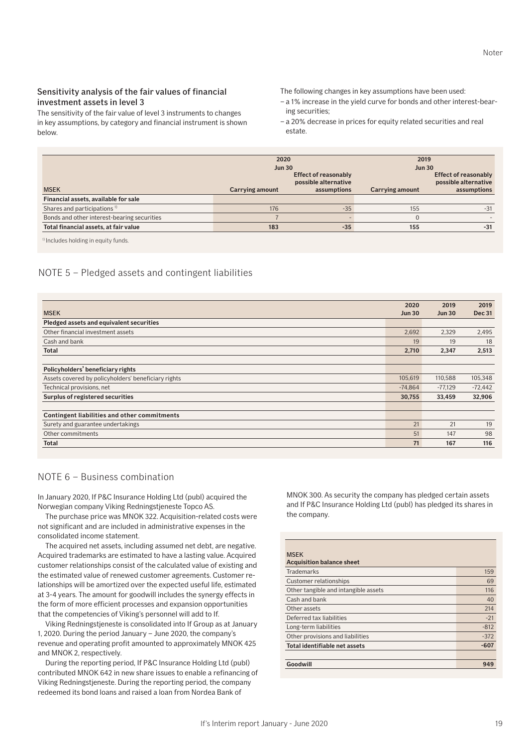### Sensitivity analysis of the fair values of financial investment assets in level 3

The sensitivity of the fair value of level 3 instruments to changes in key assumptions, by category and financial instrument is shown below.

The following changes in key assumptions have been used:

- a 1% increase in the yield curve for bonds and other interest-bearing securities;
- a 20% decrease in prices for equity related securities and real estate.

| MSEK | 2020 Jun 30 Carrying amount | 2020 Jun 30 Effect of reasonably possible alternative assumptions | 2019 Jun 30 Carrying amount | 2019 Jun 30 Effect of reasonably possible alternative assumptions |
|---|---|---|---|---|
| **Financial assets, available for sale** | | | | |
| Shares and participations [1] | 176 | -35 | 155 | -31 |
| Bonds and other interest-bearing securities | 7 | - | 0 | - |
| **Total financial assets, at fair value** | **183** | **-35** | **155** | **-31** |

[1] Includes holding in equity funds.

## NOTE 5 – Pledged assets and contingent liabilities

| MSEK | 2020 Jun 30 | 2019 Jun 30 | 2019 Dec 31 |
|---|---|---|---|
| **Pledged assets and equivalent securities** | | | |
| Other financial investment assets | 2,692 | 2,329 | 2,495 |
| Cash and bank | 19 | 19 | 18 |
| **Total** | **2,710** | **2,347** | **2,513** |
| | | | |
| **Policyholders' beneficiary rights** | | | |
| Assets covered by policyholders' beneficiary rights | 105,619 | 110,588 | 105,348 |
| Technical provisions, net | -74,864 | -77,129 | -72,442 |
| **Surplus of registered securities** | **30,755** | **33,459** | **32,906** |
| | | | |
| **Contingent liabilities and other commitments** | | | |
| Surety and guarantee undertakings | 21 | 21 | 19 |
| Other commitments | 51 | 147 | 98 |
| **Total** | **71** | **167** | **116** |

## NOTE 6 – Business combination

In January 2020, If P&C Insurance Holding Ltd (publ) acquired the Norwegian company Viking Redningstjeneste Topco AS.

The purchase price was MNOK 322. Acquisition-related costs were not significant and are included in administrative expenses in the consolidated income statement.

The acquired net assets, including assumed net debt, are negative. Acquired trademarks are estimated to have a lasting value. Acquired customer relationships consist of the calculated value of existing and the estimated value of renewed customer agreements. Customer relationships will be amortized over the expected useful life, estimated at 3-4 years. The amount for goodwill includes the synergy effects in the form of more efficient processes and expansion opportunities that the competencies of Viking's personnel will add to If.

Viking Redningstjeneste is consolidated into If Group as at January 1, 2020. During the period January – June 2020, the company's revenue and operating profit amounted to approximately MNOK 425 and MNOK 2, respectively.

During the reporting period, If P&C Insurance Holding Ltd (publ) contributed MNOK 642 in new share issues to enable a refinancing of Viking Redningstjeneste. During the reporting period, the company redeemed its bond loans and raised a loan from Nordea Bank of MNOK 300. As security the company has pledged certain assets and If P&C Insurance Holding Ltd (publ) has pledged its shares in the company.

| MSEK | |
|---|---|
| **Acquisition balance sheet** | |
| Trademarks | 159 |
| Customer relationships | 69 |
| Other tangible and intangible assets | 116 |
| Cash and bank | 40 |
| Other assets | 214 |
| Deferred tax liabilities | -21 |
| Long-term liabilities | -812 |
| Other provisions and liabilities | -372 |
| **Total identifiable net assets** | **-607** |
| | |
| **Goodwill** | **949** |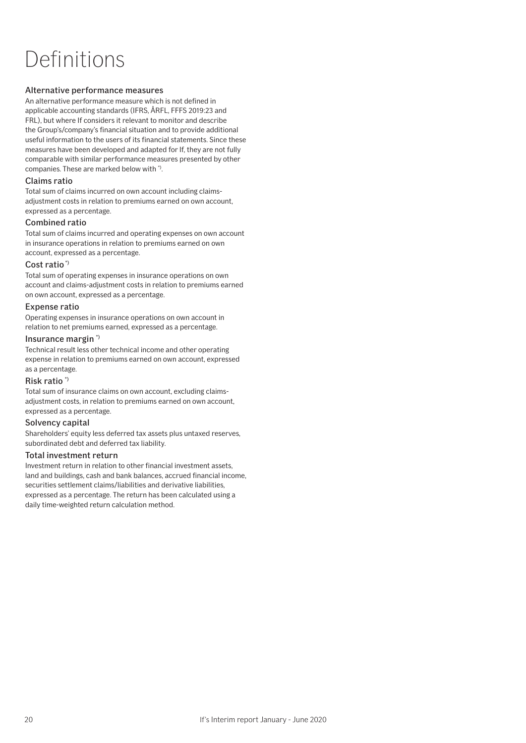# Definitions

### Alternative performance measures

An alternative performance measure which is not defined in applicable accounting standards (IFRS, ÅRFL, FFFS 2019:23 and FRL), but where If considers it relevant to monitor and describe the Group's/company's financial situation and to provide additional useful information to the users of its financial statements. Since these measures have been developed and adapted for If, they are not fully comparable with similar performance measures presented by other companies. These are marked below with *).

### Claims ratio

Total sum of claims incurred on own account including claims-adjustment costs in relation to premiums earned on own account, expressed as a percentage.

### Combined ratio

Total sum of claims incurred and operating expenses on own account in insurance operations in relation to premiums earned on own account, expressed as a percentage.

### Cost ratio *)

Total sum of operating expenses in insurance operations on own account and claims-adjustment costs in relation to premiums earned on own account, expressed as a percentage.

### Expense ratio

Operating expenses in insurance operations on own account in relation to net premiums earned, expressed as a percentage.

### Insurance margin *)

Technical result less other technical income and other operating expense in relation to premiums earned on own account, expressed as a percentage.

### Risk ratio *)

Total sum of insurance claims on own account, excluding claims-adjustment costs, in relation to premiums earned on own account, expressed as a percentage.

### Solvency capital

Shareholders' equity less deferred tax assets plus untaxed reserves, subordinated debt and deferred tax liability.

### Total investment return

Investment return in relation to other financial investment assets, land and buildings, cash and bank balances, accrued financial income, securities settlement claims/liabilities and derivative liabilities, expressed as a percentage. The return has been calculated using a daily time-weighted return calculation method.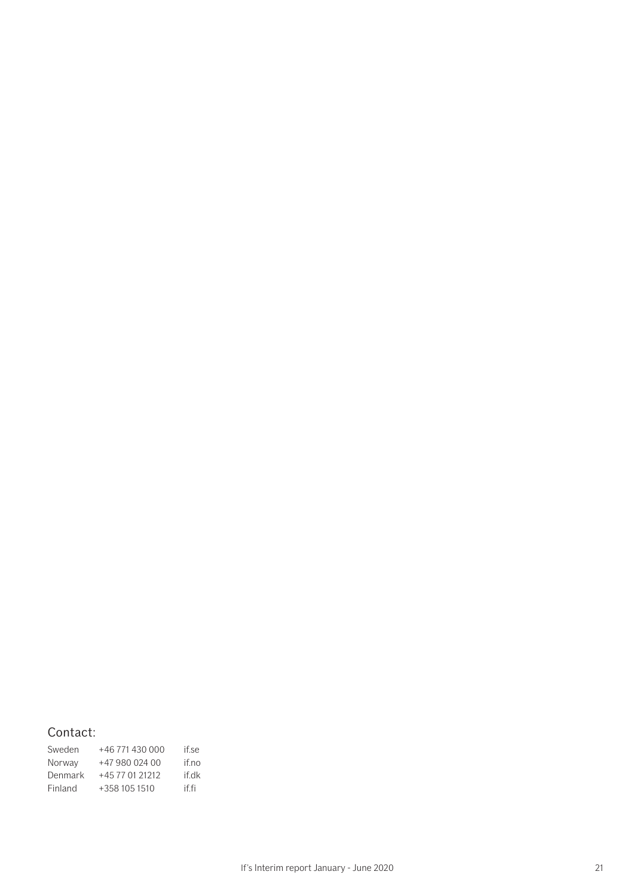## Contact:

| | | |
|---|---|---|
| Sweden | +46 771 430 000 | if.se |
| Norway | +47 980 024 00 | if.no |
| Denmark | +45 77 01 21212 | if.dk |
| Finland | +358 105 1510 | if.fi |